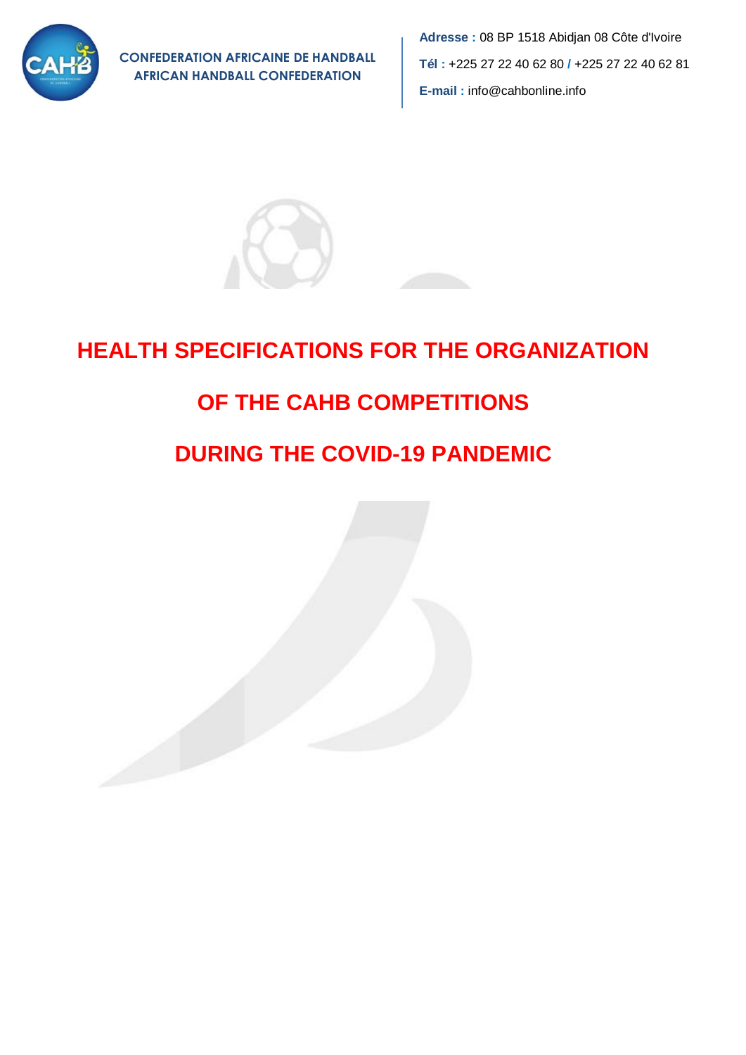CONFEDERATION AFRICAINE DE HANDBALL
AFRICAN HANDBALL CONFEDERATION

**Adresse :** 08 BP 1518 Abidjan 08 Côte d'Ivoire
**Tél :** +225 27 22 40 62 80 / +225 27 22 40 62 81
**E-mail :** info@cahbonline.info

# HEALTH SPECIFICATIONS FOR THE ORGANIZATION OF THE CAHB COMPETITIONS DURING THE COVID-19 PANDEMIC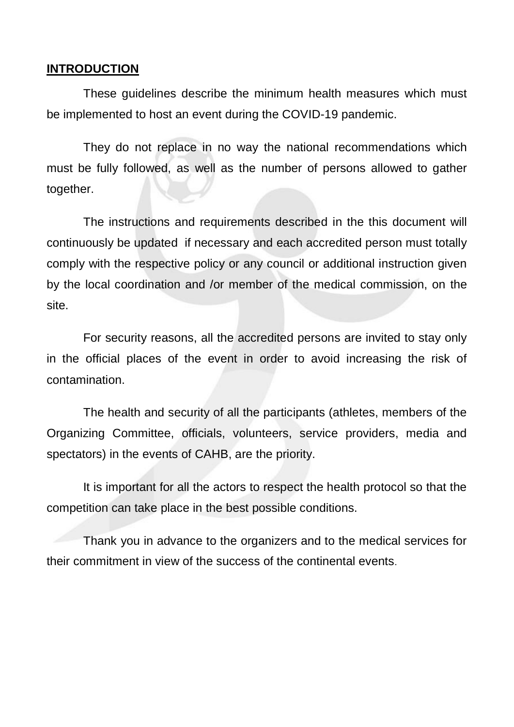**INTRODUCTION**

These guidelines describe the minimum health measures which must be implemented to host an event during the COVID-19 pandemic.

They do not replace in no way the national recommendations which must be fully followed, as well as the number of persons allowed to gather together.

The instructions and requirements described in the this document will continuously be updated if necessary and each accredited person must totally comply with the respective policy or any council or additional instruction given by the local coordination and /or member of the medical commission, on the site.

For security reasons, all the accredited persons are invited to stay only in the official places of the event in order to avoid increasing the risk of contamination.

The health and security of all the participants (athletes, members of the Organizing Committee, officials, volunteers, service providers, media and spectators) in the events of CAHB, are the priority.

It is important for all the actors to respect the health protocol so that the competition can take place in the best possible conditions.

Thank you in advance to the organizers and to the medical services for their commitment in view of the success of the continental events.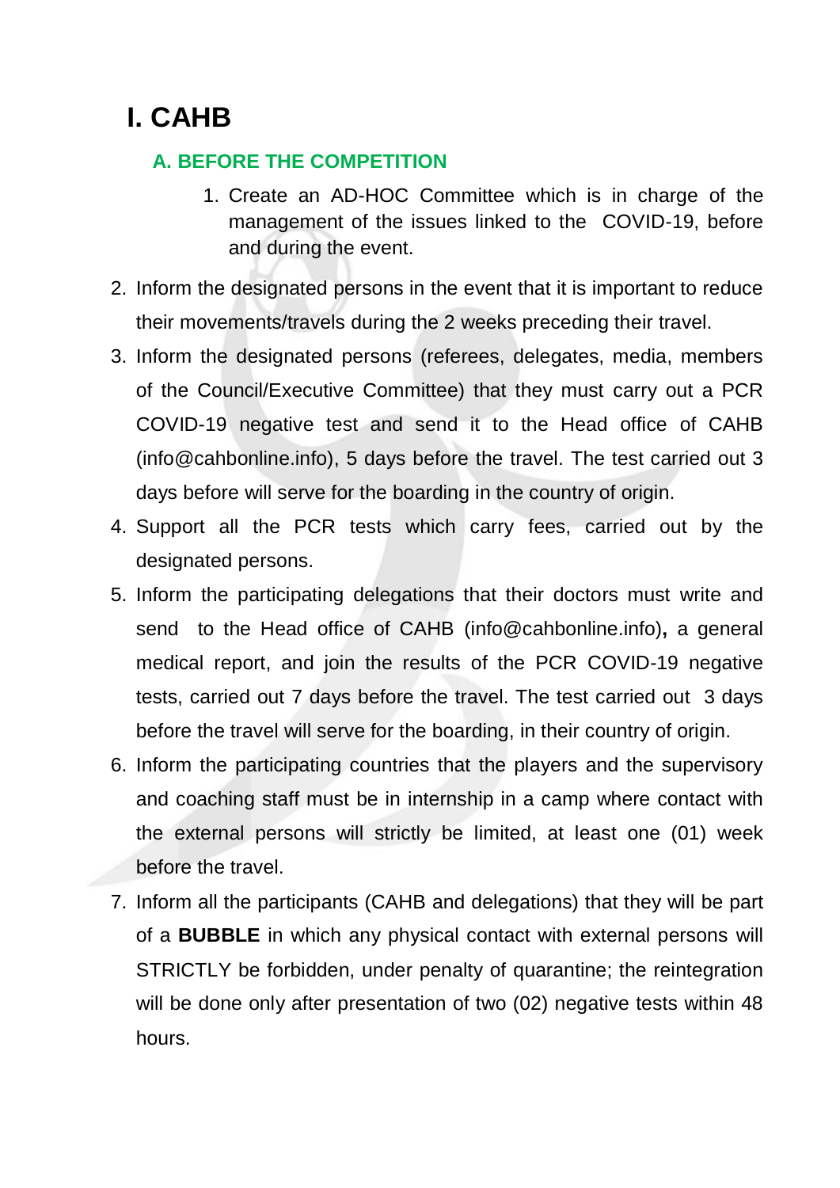# I. CAHB

## A. BEFORE THE COMPETITION

1. Create an AD-HOC Committee which is in charge of the management of the issues linked to the COVID-19, before and during the event.
2. Inform the designated persons in the event that it is important to reduce their movements/travels during the 2 weeks preceding their travel.
3. Inform the designated persons (referees, delegates, media, members of the Council/Executive Committee) that they must carry out a PCR COVID-19 negative test and send it to the Head office of CAHB (info@cahbonline.info), 5 days before the travel. The test carried out 3 days before will serve for the boarding in the country of origin.
4. Support all the PCR tests which carry fees, carried out by the designated persons.
5. Inform the participating delegations that their doctors must write and send to the Head office of CAHB (info@cahbonline.info)**,** a general medical report, and join the results of the PCR COVID-19 negative tests, carried out 7 days before the travel. The test carried out 3 days before the travel will serve for the boarding, in their country of origin.
6. Inform the participating countries that the players and the supervisory and coaching staff must be in internship in a camp where contact with the external persons will strictly be limited, at least one (01) week before the travel.
7. Inform all the participants (CAHB and delegations) that they will be part of a **BUBBLE** in which any physical contact with external persons will STRICTLY be forbidden, under penalty of quarantine; the reintegration will be done only after presentation of two (02) negative tests within 48 hours.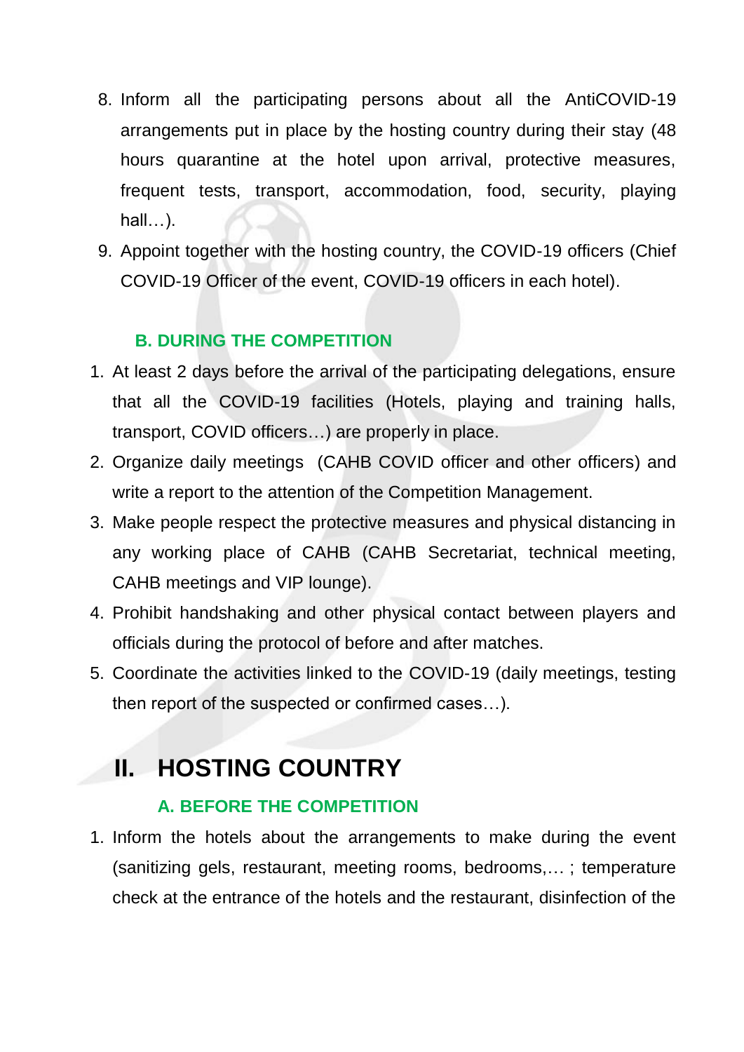8. Inform all the participating persons about all the AntiCOVID-19 arrangements put in place by the hosting country during their stay (48 hours quarantine at the hotel upon arrival, protective measures, frequent tests, transport, accommodation, food, security, playing hall…).
9. Appoint together with the hosting country, the COVID-19 officers (Chief COVID-19 Officer of the event, COVID-19 officers in each hotel).

### B. DURING THE COMPETITION

1. At least 2 days before the arrival of the participating delegations, ensure that all the COVID-19 facilities (Hotels, playing and training halls, transport, COVID officers…) are properly in place.
2. Organize daily meetings (CAHB COVID officer and other officers) and write a report to the attention of the Competition Management.
3. Make people respect the protective measures and physical distancing in any working place of CAHB (CAHB Secretariat, technical meeting, CAHB meetings and VIP lounge).
4. Prohibit handshaking and other physical contact between players and officials during the protocol of before and after matches.
5. Coordinate the activities linked to the COVID-19 (daily meetings, testing then report of the suspected or confirmed cases…).

## II. HOSTING COUNTRY

### A. BEFORE THE COMPETITION

1. Inform the hotels about the arrangements to make during the event (sanitizing gels, restaurant, meeting rooms, bedrooms,… ; temperature check at the entrance of the hotels and the restaurant, disinfection of the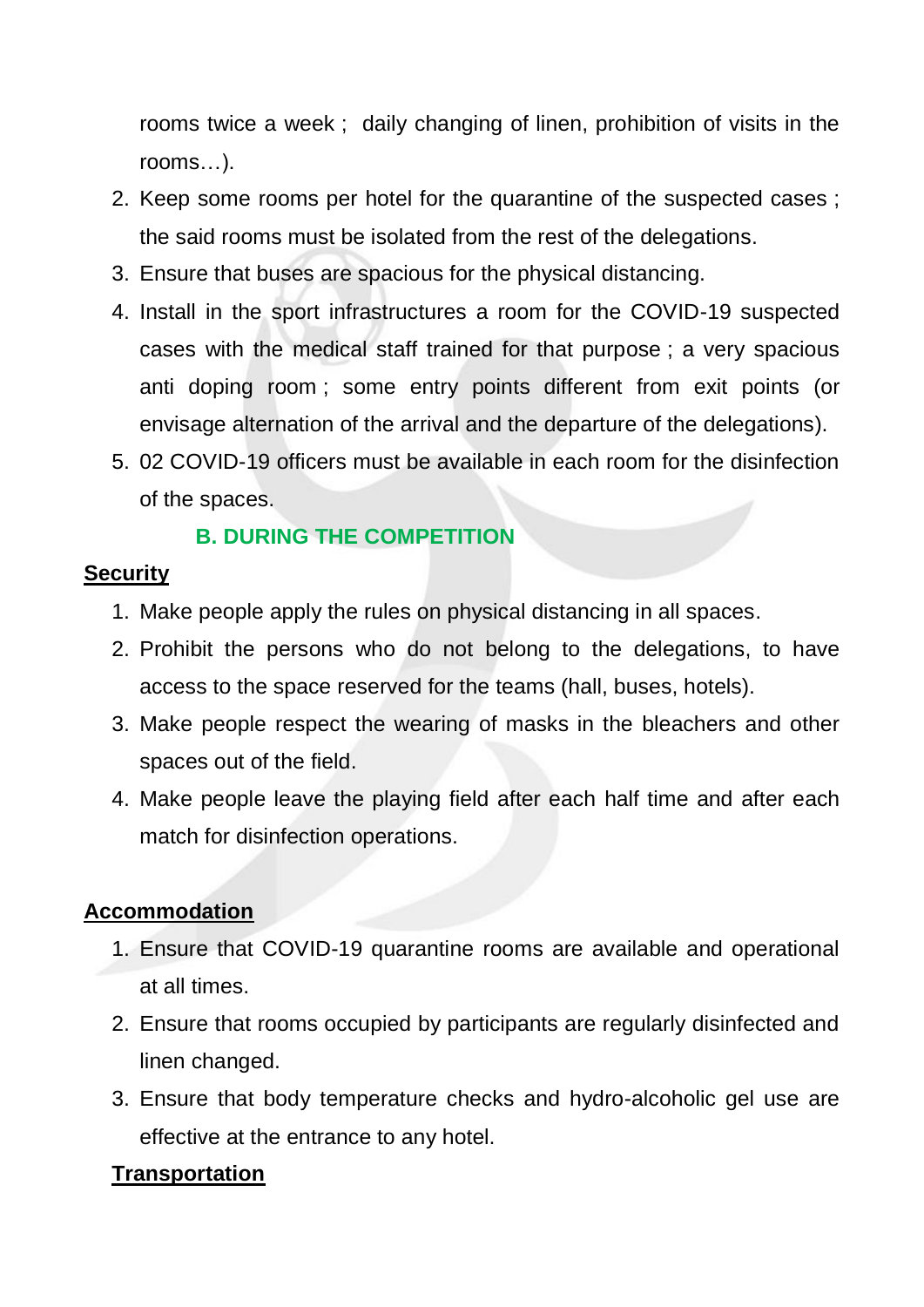rooms twice a week ;  daily changing of linen, prohibition of visits in the rooms…).

2. Keep some rooms per hotel for the quarantine of the suspected cases ; the said rooms must be isolated from the rest of the delegations.
3. Ensure that buses are spacious for the physical distancing.
4. Install in the sport infrastructures a room for the COVID-19 suspected cases with the medical staff trained for that purpose ; a very spacious anti doping room ; some entry points different from exit points (or envisage alternation of the arrival and the departure of the delegations).
5. 02 COVID-19 officers must be available in each room for the disinfection of the spaces.

## B. DURING THE COMPETITION

**Security**

1. Make people apply the rules on physical distancing in all spaces.
2. Prohibit the persons who do not belong to the delegations, to have access to the space reserved for the teams (hall, buses, hotels).
3. Make people respect the wearing of masks in the bleachers and other spaces out of the field.
4. Make people leave the playing field after each half time and after each match for disinfection operations.

**Accommodation**

1. Ensure that COVID-19 quarantine rooms are available and operational at all times.
2. Ensure that rooms occupied by participants are regularly disinfected and linen changed.
3. Ensure that body temperature checks and hydro-alcoholic gel use are effective at the entrance to any hotel.

**Transportation**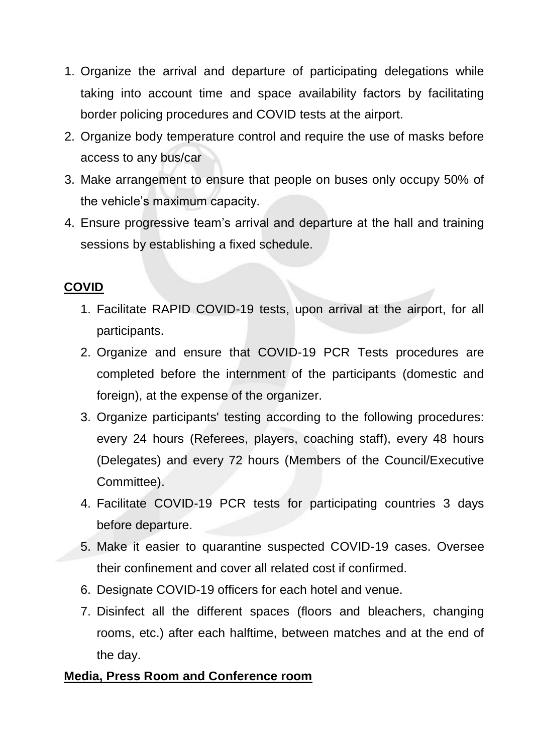1. Organize the arrival and departure of participating delegations while taking into account time and space availability factors by facilitating border policing procedures and COVID tests at the airport.
2. Organize body temperature control and require the use of masks before access to any bus/car
3. Make arrangement to ensure that people on buses only occupy 50% of the vehicle's maximum capacity.
4. Ensure progressive team's arrival and departure at the hall and training sessions by establishing a fixed schedule.

**COVID**

1. Facilitate RAPID COVID-19 tests, upon arrival at the airport, for all participants.
2. Organize and ensure that COVID-19 PCR Tests procedures are completed before the internment of the participants (domestic and foreign), at the expense of the organizer.
3. Organize participants' testing according to the following procedures: every 24 hours (Referees, players, coaching staff), every 48 hours (Delegates) and every 72 hours (Members of the Council/Executive Committee).
4. Facilitate COVID-19 PCR tests for participating countries 3 days before departure.
5. Make it easier to quarantine suspected COVID-19 cases. Oversee their confinement and cover all related cost if confirmed.
6. Designate COVID-19 officers for each hotel and venue.
7. Disinfect all the different spaces (floors and bleachers, changing rooms, etc.) after each halftime, between matches and at the end of the day.

**Media, Press Room and Conference room**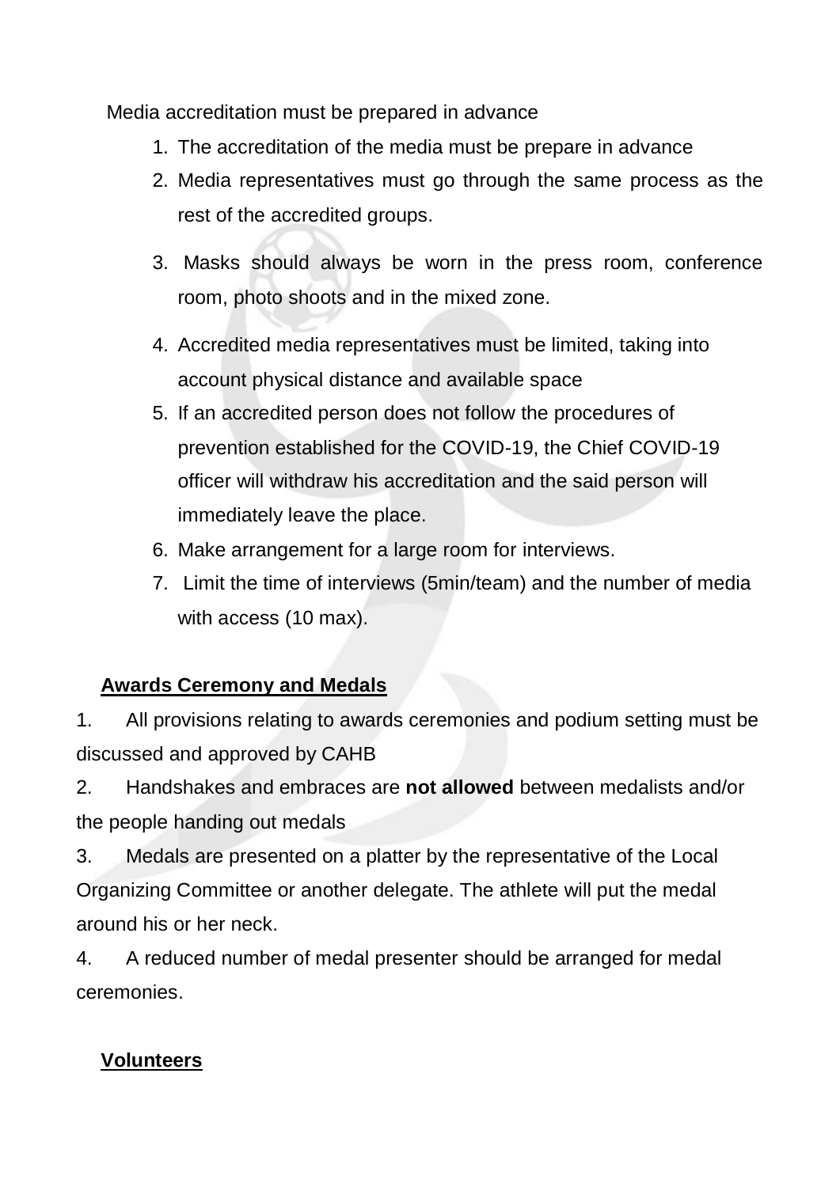Media accreditation must be prepared in advance

1. The accreditation of the media must be prepare in advance
2. Media representatives must go through the same process as the rest of the accredited groups.
3. Masks should always be worn in the press room, conference room, photo shoots and in the mixed zone.
4. Accredited media representatives must be limited, taking into account physical distance and available space
5. If an accredited person does not follow the procedures of prevention established for the COVID-19, the Chief COVID-19 officer will withdraw his accreditation and the said person will immediately leave the place.
6. Make arrangement for a large room for interviews.
7. Limit the time of interviews (5min/team) and the number of media with access (10 max).

## Awards Ceremony and Medals

1. All provisions relating to awards ceremonies and podium setting must be discussed and approved by CAHB
2. Handshakes and embraces are **not allowed** between medalists and/or the people handing out medals
3. Medals are presented on a platter by the representative of the Local Organizing Committee or another delegate. The athlete will put the medal around his or her neck.
4. A reduced number of medal presenter should be arranged for medal ceremonies.

## Volunteers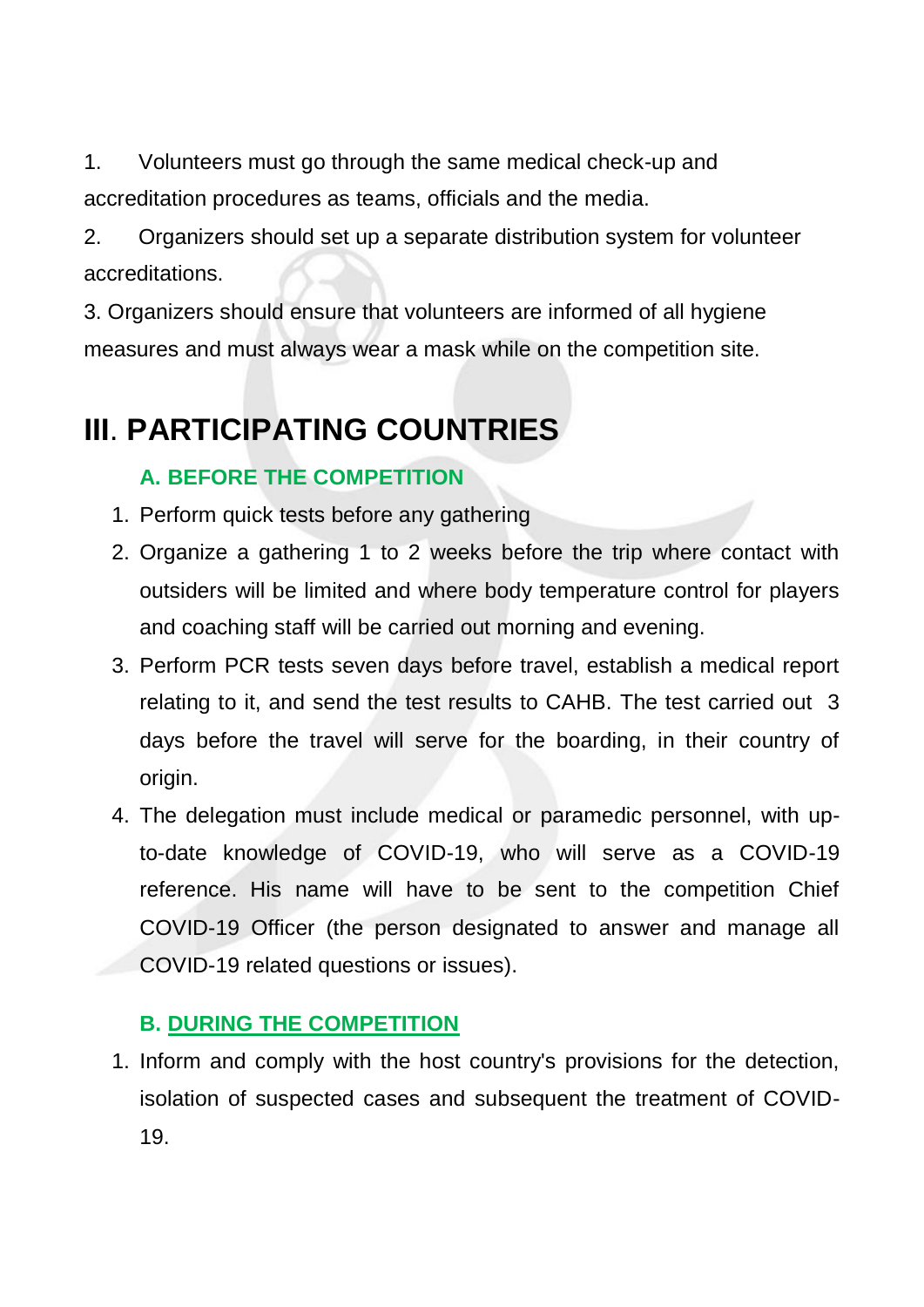1. Volunteers must go through the same medical check-up and accreditation procedures as teams, officials and the media.
2. Organizers should set up a separate distribution system for volunteer accreditations.
3. Organizers should ensure that volunteers are informed of all hygiene measures and must always wear a mask while on the competition site.

# III. PARTICIPATING COUNTRIES

### A. BEFORE THE COMPETITION

1. Perform quick tests before any gathering
2. Organize a gathering 1 to 2 weeks before the trip where contact with outsiders will be limited and where body temperature control for players and coaching staff will be carried out morning and evening.
3. Perform PCR tests seven days before travel, establish a medical report relating to it, and send the test results to CAHB. The test carried out 3 days before the travel will serve for the boarding, in their country of origin.
4. The delegation must include medical or paramedic personnel, with up-to-date knowledge of COVID-19, who will serve as a COVID-19 reference. His name will have to be sent to the competition Chief COVID-19 Officer (the person designated to answer and manage all COVID-19 related questions or issues).

### B. DURING THE COMPETITION

1. Inform and comply with the host country's provisions for the detection, isolation of suspected cases and subsequent the treatment of COVID-19.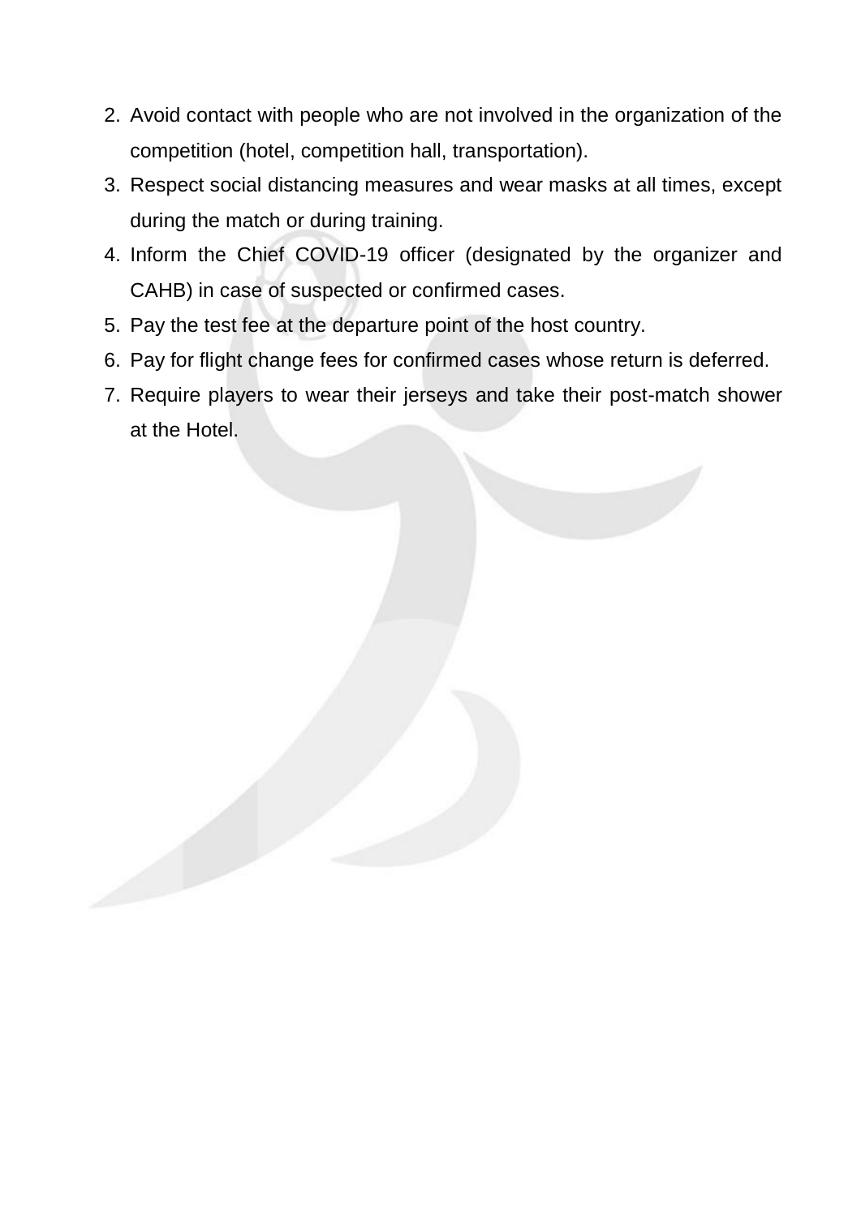2. Avoid contact with people who are not involved in the organization of the competition (hotel, competition hall, transportation).
3. Respect social distancing measures and wear masks at all times, except during the match or during training.
4. Inform the Chief COVID-19 officer (designated by the organizer and CAHB) in case of suspected or confirmed cases.
5. Pay the test fee at the departure point of the host country.
6. Pay for flight change fees for confirmed cases whose return is deferred.
7. Require players to wear their jerseys and take their post-match shower at the Hotel.